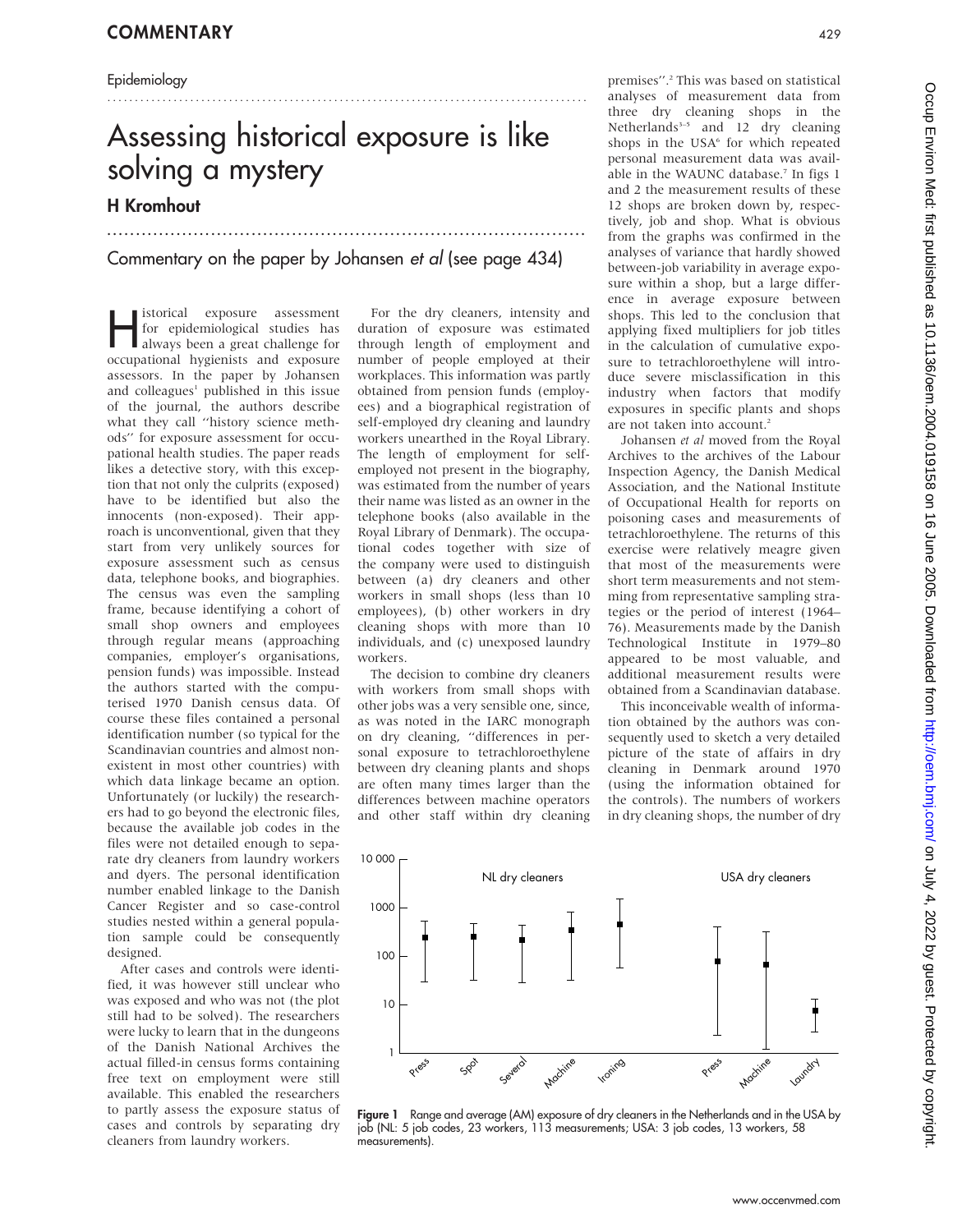Epidemiology

# Assessing historical exposure is like solving a mystery

## H Kromhout

### Commentary on the paper by Johansen *et al* (see page 434)

Historical exposure assessment for epidemiological studies has always been a great challenge for occupational hygienists and exposure assessors. In the paper by Johansen and colleagues[1] published in this issue of the journal, the authors describe what they call "history science methods" for exposure assessment for occupational health studies. The paper reads likes a detective story, with this exception that not only the culprits (exposed) have to be identified but also the innocents (non-exposed). Their approach is unconventional, given that they start from very unlikely sources for exposure assessment such as census data, telephone books, and biographies. The census was even the sampling frame, because identifying a cohort of small shop owners and employees through regular means (approaching companies, employer's organisations, pension funds) was impossible. Instead the authors started with the computerised 1970 Danish census data. Of course these files contained a personal identification number (so typical for the Scandinavian countries and almost non-existent in most other countries) with which data linkage became an option. Unfortunately (or luckily) the researchers had to go beyond the electronic files, because the available job codes in the files were not detailed enough to separate dry cleaners from laundry workers and dyers. The personal identification number enabled linkage to the Danish Cancer Register and so case-control studies nested within a general population sample could be consequently designed.

After cases and controls were identified, it was however still unclear who was exposed and who was not (the plot still had to be solved). The researchers were lucky to learn that in the dungeons of the Danish National Archives the actual filled-in census forms containing free text on employment were still available. This enabled the researchers to partly assess the exposure status of cases and controls by separating dry cleaners from laundry workers.

For the dry cleaners, intensity and duration of exposure was estimated through length of employment and number of people employed at their workplaces. This information was partly obtained from pension funds (employees) and a biographical registration of self-employed dry cleaning and laundry workers unearthed in the Royal Library. The length of employment for self-employed not present in the biography, was estimated from the number of years their name was listed as an owner in the telephone books (also available in the Royal Library of Denmark). The occupational codes together with size of the company were used to distinguish between (a) dry cleaners and other workers in small shops (less than 10 employees), (b) other workers in dry cleaning shops with more than 10 individuals, and (c) unexposed laundry workers.

The decision to combine dry cleaners with workers from small shops with other jobs was a very sensible one, since, as was noted in the IARC monograph on dry cleaning, "differences in personal exposure to tetrachloroethylene between dry cleaning plants and shops are often many times larger than the differences between machine operators and other staff within dry cleaning premises".[2] This was based on statistical analyses of measurement data from three dry cleaning shops in the Netherlands[3–5] and 12 dry cleaning shops in the USA[6] for which repeated personal measurement data was available in the WAUNC database.[7] In figs 1 and 2 the measurement results of these 12 shops are broken down by, respectively, job and shop. What is obvious from the graphs was confirmed in the analyses of variance that hardly showed between-job variability in average exposure within a shop, but a large difference in average exposure between shops. This led to the conclusion that applying fixed multipliers for job titles in the calculation of cumulative exposure to tetrachloroethylene will introduce severe misclassification in this industry when factors that modify exposures in specific plants and shops are not taken into account.[2]

Johansen *et al* moved from the Royal Archives to the archives of the Labour Inspection Agency, the Danish Medical Association, and the National Institute of Occupational Health for reports on poisoning cases and measurements of tetrachloroethylene. The returns of this exercise were relatively meagre given that most of the measurements were short term measurements and not stemming from representative sampling strategies or the period of interest (1964–76). Measurements made by the Danish Technological Institute in 1979–80 appeared to be most valuable, and additional measurement results were obtained from a Scandinavian database.

This inconceivable wealth of information obtained by the authors was consequently used to sketch a very detailed picture of the state of affairs in dry cleaning in Denmark around 1970 (using the information obtained for the controls). The numbers of workers in dry cleaning shops, the number of dry

**Figure 1** Range and average (AM) exposure of dry cleaners in the Netherlands and in the USA by job (NL: 5 job codes, 23 workers, 113 measurements; USA: 3 job codes, 13 workers, 58 measurements).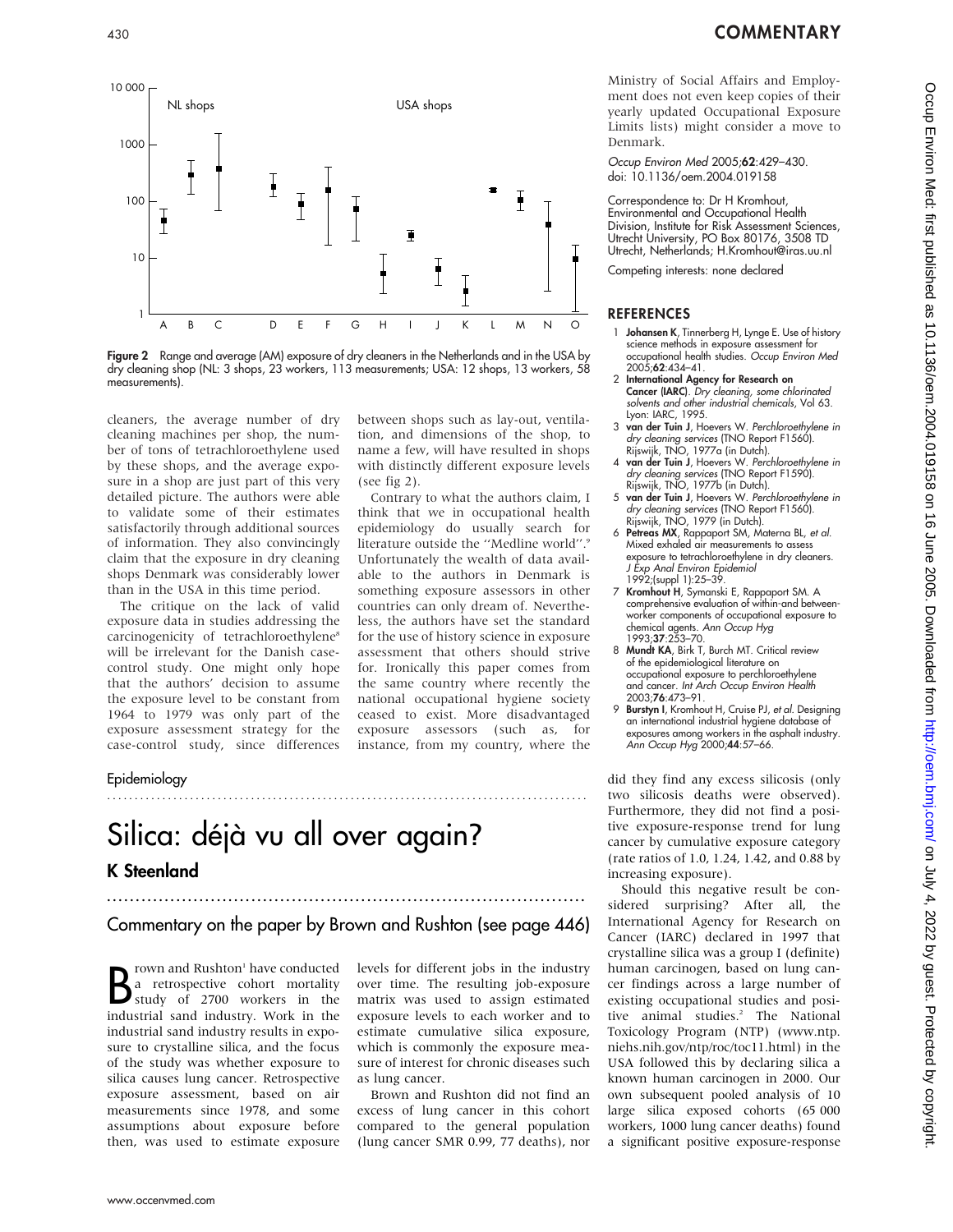Figure 2 Range and average (AM) exposure of dry cleaners in the Netherlands and in the USA by dry cleaning shop (NL: 3 shops, 23 workers, 113 measurements; USA: 12 shops, 13 workers, 58 measurements).

cleaners, the average number of dry cleaning machines per shop, the number of tons of tetrachloroethylene used by these shops, and the average exposure in a shop are just part of this very detailed picture. The authors were able to validate some of their estimates satisfactorily through additional sources of information. They also convincingly claim that the exposure in dry cleaning shops Denmark was considerably lower than in the USA in this time period.

The critique on the lack of valid exposure data in studies addressing the carcinogenicity of tetrachloroethylene[8] will be irrelevant for the Danish case-control study. One might only hope that the authors' decision to assume the exposure level to be constant from 1964 to 1979 was only part of the exposure assessment strategy for the case-control study, since differences between shops such as lay-out, ventilation, and dimensions of the shop, to name a few, will have resulted in shops with distinctly different exposure levels (see fig 2).

Contrary to what the authors claim, I think that we in occupational health epidemiology do usually search for literature outside the "Medline world".[9] Unfortunately the wealth of data available to the authors in Denmark is something exposure assessors in other countries can only dream of. Nevertheless, the authors have set the standard for the use of history science in exposure assessment that others should strive for. Ironically this paper comes from the same country where recently the national occupational hygiene society ceased to exist. More disadvantaged exposure assessors (such as, for instance, from my country, where the Ministry of Social Affairs and Employment does not even keep copies of their yearly updated Occupational Exposure Limits lists) might consider a move to Denmark.

*Occup Environ Med* 2005;**62**:429–430.
doi: 10.1136/oem.2004.019158

Correspondence to: Dr H Kromhout, Environmental and Occupational Health Division, Institute for Risk Assessment Sciences, Utrecht University, PO Box 80176, 3508 TD Utrecht, Netherlands; H.Kromhout@iras.uu.nl

Competing interests: none declared

## REFERENCES

1. **Johansen K**, Tinnerberg H, Lynge E. Use of history science methods in exposure assessment for occupational health studies. *Occup Environ Med* 2005;**62**:434–41.
2. **International Agency for Research on Cancer (IARC)**. *Dry cleaning, some chlorinated solvents and other industrial chemicals*, Vol 63. Lyon: IARC, 1995.
3. **van der Tuin J**, Hoevers W. *Perchloroethylene in dry cleaning services* (TNO Report F1560). Rijswijk, TNO, 1977a (in Dutch).
4. **van der Tuin J**, Hoevers W. *Perchloroethylene in dry cleaning services* (TNO Report F1590). Rijswijk, TNO, 1977b (in Dutch).
5. **van der Tuin J**, Hoevers W. *Perchloroethylene in dry cleaning services* (TNO Report F1560). Rijswijk, TNO, 1979 (in Dutch).
6. **Petreas MX**, Rappaport SM, Materna BL, *et al*. Mixed exhaled air measurements to assess exposure to tetrachloroethylene in dry cleaners. *J Exp Anal Environ Epidemiol* 1992;(suppl 1):25–39.
7. **Kromhout H**, Symanski E, Rappaport SM. A comprehensive evaluation of within-and between-worker components of occupational exposure to chemical agents. *Ann Occup Hyg* 1993;**37**:253–70.
8. **Mundt KA**, Birk T, Burch MT. Critical review of the epidemiological literature on occupational exposure to perchloroethylene and cancer. *Int Arch Occup Environ Health* 2003;**76**:473–91.
9. **Burstyn I**, Kromhout H, Cruise PJ, *et al*. Designing an international industrial hygiene database of exposures among workers in the asphalt industry. *Ann Occup Hyg* 2000;**44**:57–66.

Epidemiology

# Silica: déjà vu all over again?

## K Steenland

### Commentary on the paper by Brown and Rushton (see page 446)

Brown and Rushton[1] have conducted a retrospective cohort mortality study of 2700 workers in the industrial sand industry. Work in the industrial sand industry results in exposure to crystalline silica, and the focus of the study was whether exposure to silica causes lung cancer. Retrospective exposure assessment, based on air measurements since 1978, and some assumptions about exposure before then, was used to estimate exposure levels for different jobs in the industry over time. The resulting job-exposure matrix was used to assign estimated exposure levels to each worker and to estimate cumulative silica exposure, which is commonly the exposure measure of interest for chronic diseases such as lung cancer.

Brown and Rushton did not find an excess of lung cancer in this cohort compared to the general population (lung cancer SMR 0.99, 77 deaths), nor did they find any excess silicosis (only two silicosis deaths were observed). Furthermore, they did not find a positive exposure-response trend for lung cancer by cumulative exposure category (rate ratios of 1.0, 1.24, 1.42, and 0.88 by increasing exposure).

Should this negative result be considered surprising? After all, the International Agency for Research on Cancer (IARC) declared in 1997 that crystalline silica was a group I (definite) human carcinogen, based on lung cancer findings across a large number of existing occupational studies and positive animal studies.[2] The National Toxicology Program (NTP) (www.ntp.niehs.nih.gov/ntp/roc/toc11.html) in the USA followed this by declaring silica a known human carcinogen in 2000. Our own subsequent pooled analysis of 10 large silica exposed cohorts (65 000 workers, 1000 lung cancer deaths) found a significant positive exposure-response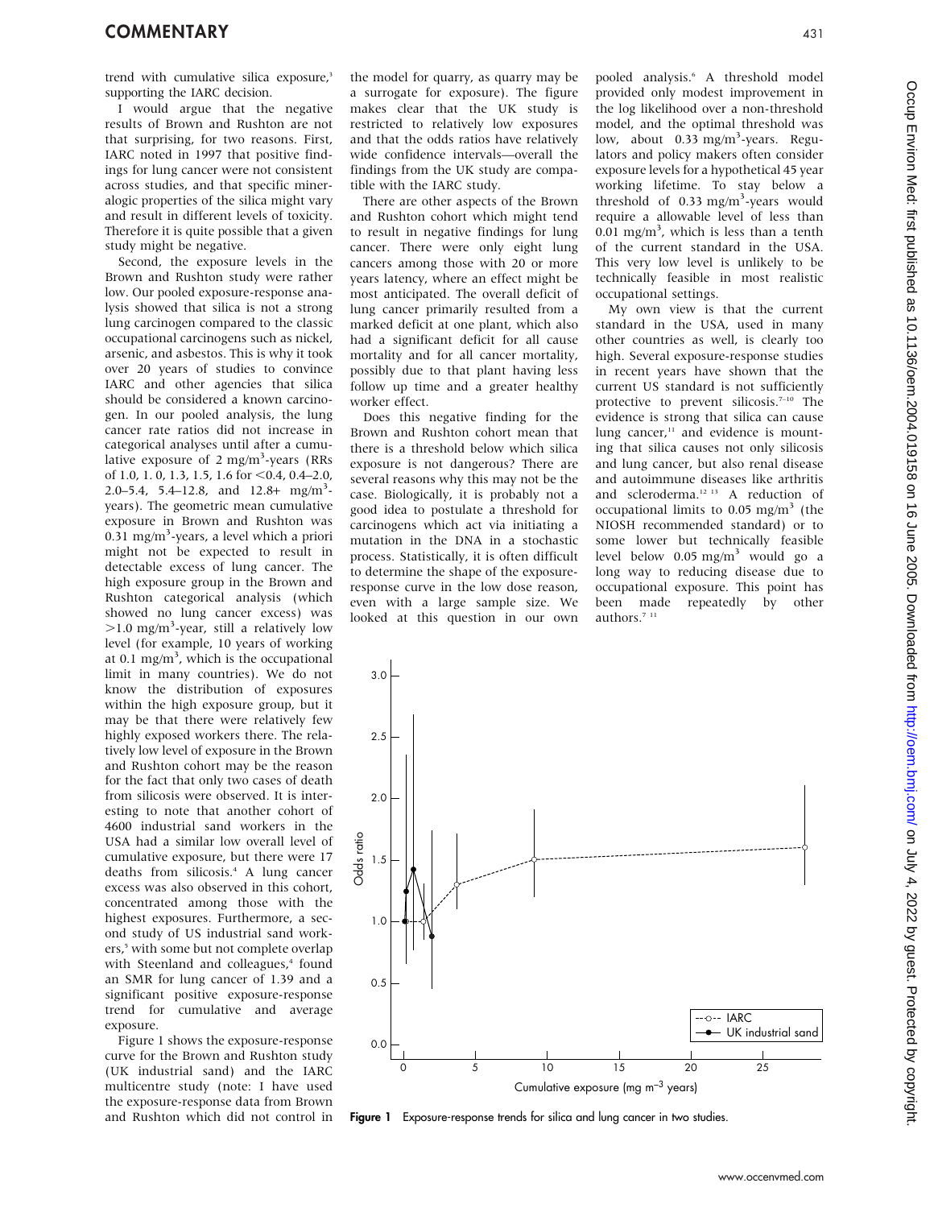trend with cumulative silica exposure,[3] supporting the IARC decision.

I would argue that the negative results of Brown and Rushton are not that surprising, for two reasons. First, IARC noted in 1997 that positive findings for lung cancer were not consistent across studies, and that specific mineralogic properties of the silica might vary and result in different levels of toxicity. Therefore it is quite possible that a given study might be negative.

Second, the exposure levels in the Brown and Rushton study were rather low. Our pooled exposure-response analysis showed that silica is not a strong lung carcinogen compared to the classic occupational carcinogens such as nickel, arsenic, and asbestos. This is why it took over 20 years of studies to convince IARC and other agencies that silica should be considered a known carcinogen. In our pooled analysis, the lung cancer rate ratios did not increase in categorical analyses until after a cumulative exposure of 2 mg/m$^3$-years (RRs of 1.0, 1. 0, 1.3, 1.5, 1.6 for <0.4, 0.4–2.0, 2.0–5.4, 5.4–12.8, and 12.8+ mg/m$^3$-years). The geometric mean cumulative exposure in Brown and Rushton was 0.31 mg/m$^3$-years, a level which a priori might not be expected to result in detectable excess of lung cancer. The high exposure group in the Brown and Rushton categorical analysis (which showed no lung cancer excess) was >1.0 mg/m$^3$-year, still a relatively low level (for example, 10 years of working at 0.1 mg/m$^3$, which is the occupational limit in many countries). We do not know the distribution of exposures within the high exposure group, but it may be that there were relatively few highly exposed workers there. The relatively low level of exposure in the Brown and Rushton cohort may be the reason for the fact that only two cases of death from silicosis were observed. It is interesting to note that another cohort of 4600 industrial sand workers in the USA had a similar low overall level of cumulative exposure, but there were 17 deaths from silicosis.[4] A lung cancer excess was also observed in this cohort, concentrated among those with the highest exposures. Furthermore, a second study of US industrial sand workers,[5] with some but not complete overlap with Steenland and colleagues,[4] found an SMR for lung cancer of 1.39 and a significant positive exposure-response trend for cumulative and average exposure.

Figure 1 shows the exposure-response curve for the Brown and Rushton study (UK industrial sand) and the IARC multicentre study (note: I have used the exposure-response data from Brown and Rushton which did not control in the model for quarry, as quarry may be a surrogate for exposure). The figure makes clear that the UK study is restricted to relatively low exposures and that the odds ratios have relatively wide confidence intervals—overall the findings from the UK study are compatible with the IARC study.

There are other aspects of the Brown and Rushton cohort which might tend to result in negative findings for lung cancer. There were only eight lung cancers among those with 20 or more years latency, where an effect might be most anticipated. The overall deficit of lung cancer primarily resulted from a marked deficit at one plant, which also had a significant deficit for all cause mortality and for all cancer mortality, possibly due to that plant having less follow up time and a greater healthy worker effect.

Does this negative finding for the Brown and Rushton cohort mean that there is a threshold below which silica exposure is not dangerous? There are several reasons why this may not be the case. Biologically, it is probably not a good idea to postulate a threshold for carcinogens which act via initiating a mutation in the DNA in a stochastic process. Statistically, it is often difficult to determine the shape of the exposure-response curve in the low dose reason, even with a large sample size. We looked at this question in our own pooled analysis.[6] A threshold model provided only modest improvement in the log likelihood over a non-threshold model, and the optimal threshold was low, about 0.33 mg/m$^3$-years. Regulators and policy makers often consider exposure levels for a hypothetical 45 year working lifetime. To stay below a threshold of 0.33 mg/m$^3$-years would require a allowable level of less than 0.01 mg/m$^3$, which is less than a tenth of the current standard in the USA. This very low level is unlikely to be technically feasible in most realistic occupational settings.

My own view is that the current standard in the USA, used in many other countries as well, is clearly too high. Several exposure-response studies in recent years have shown that the current US standard is not sufficiently protective to prevent silicosis.[7–10] The evidence is strong that silica can cause lung cancer,[11] and evidence is mounting that silica causes not only silicosis and lung cancer, but also renal disease and autoimmune diseases like arthritis and scleroderma.[12,13] A reduction of occupational limits to 0.05 mg/m$^3$ (the NIOSH recommended standard) or to some lower but technically feasible level below 0.05 mg/m$^3$ would go a long way to reducing disease due to occupational exposure. This point has been made repeatedly by other authors.[7,11]

**Figure 1** Exposure-response trends for silica and lung cancer in two studies.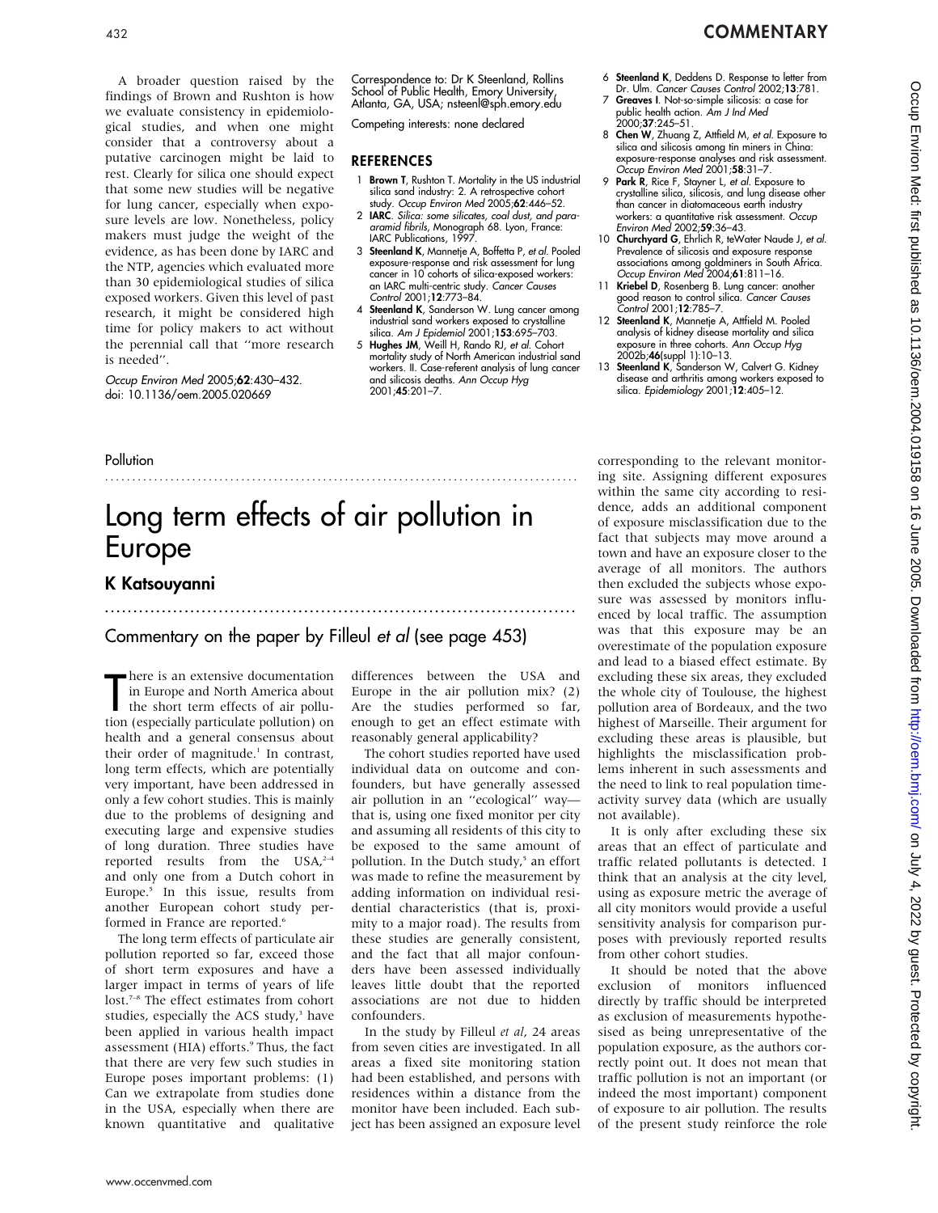A broader question raised by the findings of Brown and Rushton is how we evaluate consistency in epidemiological studies, and when one might consider that a controversy about a putative carcinogen might be laid to rest. Clearly for silica one should expect that some new studies will be negative for lung cancer, especially when exposure levels are low. Nonetheless, policy makers must judge the weight of the evidence, as has been done by IARC and the NTP, agencies which evaluated more than 30 epidemiological studies of silica exposed workers. Given this level of past research, it might be considered high time for policy makers to act without the perennial call that ''more research is needed''.

*Occup Environ Med* 2005;**62**:430–432.
doi: 10.1136/oem.2005.020669

Correspondence to: Dr K Steenland, Rollins School of Public Health, Emory University, Atlanta, GA, USA; nsteenl@sph.emory.edu

Competing interests: none declared

## REFERENCES

1. **Brown T**, Rushton T. Mortality in the US industrial silica sand industry: 2. A retrospective cohort study. *Occup Environ Med* 2005;**62**:446–52.
2. **IARC**. *Silica: some silicates, coal dust, and para-aramid fibrils*, Monograph 68. Lyon, France: IARC Publications, 1997.
3. **Steenland K**, Mannetje A, Boffetta P, *et al*. Pooled exposure-response and risk assessment for lung cancer in 10 cohorts of silica-exposed workers: an IARC multi-centric study. *Cancer Causes Control* 2001;**12**:773–84.
4. **Steenland K**, Sanderson W. Lung cancer among industrial sand workers exposed to crystalline silica. *Am J Epidemiol* 2001;**153**:695–703.
5. **Hughes JM**, Weill H, Rando RJ, *et al*. Cohort mortality study of North American industrial sand workers. II. Case-referent analysis of lung cancer and silicosis deaths. *Ann Occup Hyg* 2001;**45**:201–7.
6. **Steenland K**, Deddens D. Response to letter from Dr. Ulm. *Cancer Causes Control* 2002;**13**:781.
7. **Greaves I**. Not-so-simple silicosis: a case for public health action. *Am J Ind Med* 2000;**37**:245–51.
8. **Chen W**, Zhuang Z, Attfield M, *et al*. Exposure to silica and silicosis among tin miners in China: exposure-response analyses and risk assessment. *Occup Environ Med* 2001;**58**:31–7.
9. **Park R**, Rice F, Stayner L, *et al*. Exposure to crystalline silica, silicosis, and lung disease other than cancer in diatomaceous earth industry workers: a quantitative risk assessment. *Occup Environ Med* 2002;**59**:36–43.
10. **Churchyard G**, Ehrlich R, teWater Naude J, *et al*. Prevalence of silicosis and exposure response associations among goldminers in South Africa. *Occup Environ Med* 2004;**61**:811–16.
11. **Kriebel D**, Rosenberg B. Lung cancer: another good reason to control silica. *Cancer Causes Control* 2001;**12**:785–7.
12. **Steenland K**, Mannetje A, Attfield M. Pooled analysis of kidney disease mortality and silica exposure in three cohorts. *Ann Occup Hyg* 2002b;**46**(suppl 1):10–13.
13. **Steenland K**, Sanderson W, Calvert G. Kidney disease and arthritis among workers exposed to silica. *Epidemiology* 2001;**12**:405–12.

Pollution

# Long term effects of air pollution in Europe

## K Katsouyanni

### Commentary on the paper by Filleul *et al* (see page 453)

There is an extensive documentation in Europe and North America about the short term effects of air pollution (especially particulate pollution) on health and a general consensus about their order of magnitude.[1] In contrast, long term effects, which are potentially very important, have been addressed in only a few cohort studies. This is mainly due to the problems of designing and executing large and expensive studies of long duration. Three studies have reported results from the USA,[2–4] and only one from a Dutch cohort in Europe.[5] In this issue, results from another European cohort study performed in France are reported.[6]

The long term effects of particulate air pollution reported so far, exceed those of short term exposures and have a larger impact in terms of years of life lost.[7–8] The effect estimates from cohort studies, especially the ACS study,[3] have been applied in various health impact assessment (HIA) efforts.[9] Thus, the fact that there are very few such studies in Europe poses important problems: (1) Can we extrapolate from studies done in the USA, especially when there are known quantitative and qualitative differences between the USA and Europe in the air pollution mix? (2) Are the studies performed so far, enough to get an effect estimate with reasonably general applicability?

The cohort studies reported have used individual data on outcome and confounders, but have generally assessed air pollution in an ''ecological'' way—that is, using one fixed monitor per city and assuming all residents of this city to be exposed to the same amount of pollution. In the Dutch study,[5] an effort was made to refine the measurement by adding information on individual residential characteristics (that is, proximity to a major road). The results from these studies are generally consistent, and the fact that all major confounders have been assessed individually leaves little doubt that the reported associations are not due to hidden confounders.

In the study by Filleul *et al*, 24 areas from seven cities are investigated. In all areas a fixed site monitoring station had been established, and persons with residences within a distance from the monitor have been included. Each subject has been assigned an exposure level corresponding to the relevant monitoring site. Assigning different exposures within the same city according to residence, adds an additional component of exposure misclassification due to the fact that subjects may move around a town and have an exposure closer to the average of all monitors. The authors then excluded the subjects whose exposure was assessed by monitors influenced by local traffic. The assumption was that this exposure may be an overestimate of the population exposure and lead to a biased effect estimate. By excluding these six areas, they excluded the whole city of Toulouse, the highest pollution area of Bordeaux, and the two highest of Marseille. Their argument for excluding these areas is plausible, but highlights the misclassification problems inherent in such assessments and the need to link to real population time-activity survey data (which are usually not available).

It is only after excluding these six areas that an effect of particulate and traffic related pollutants is detected. I think that an analysis at the city level, using as exposure metric the average of all city monitors would provide a useful sensitivity analysis for comparison purposes with previously reported results from other cohort studies.

It should be noted that the above exclusion of monitors influenced directly by traffic should be interpreted as exclusion of measurements hypothesised as being unrepresentative of the population exposure, as the authors correctly point out. It does not mean that traffic pollution is not an important (or indeed the most important) component of exposure to air pollution. The results of the present study reinforce the role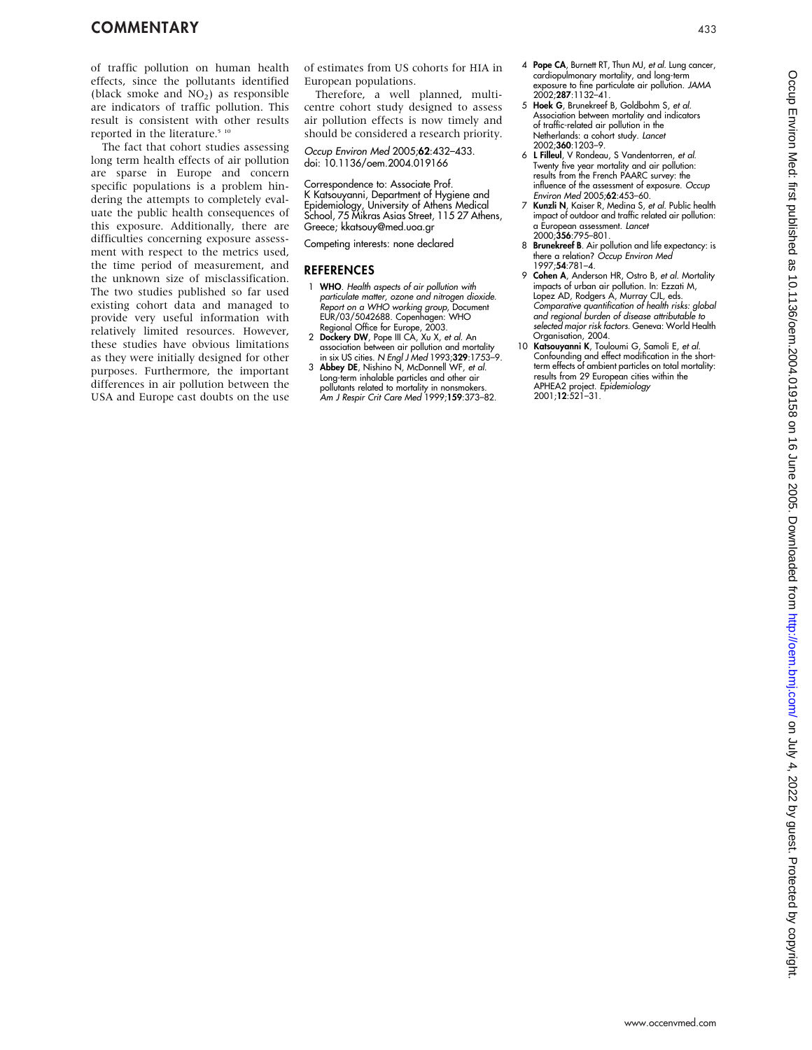of traffic pollution on human health effects, since the pollutants identified (black smoke and $NO_2$) as responsible are indicators of traffic pollution. This result is consistent with other results reported in the literature.[5 10]

The fact that cohort studies assessing long term health effects of air pollution are sparse in Europe and concern specific populations is a problem hindering the attempts to completely evaluate the public health consequences of this exposure. Additionally, there are difficulties concerning exposure assessment with respect to the metrics used, the time period of measurement, and the unknown size of misclassification. The two studies published so far used existing cohort data and managed to provide very useful information with relatively limited resources. However, these studies have obvious limitations as they were initially designed for other purposes. Furthermore, the important differences in air pollution between the USA and Europe cast doubts on the use of estimates from US cohorts for HIA in European populations.

Therefore, a well planned, multicentre cohort study designed to assess air pollution effects is now timely and should be considered a research priority.

*Occup Environ Med* 2005;**62**:432–433.
doi: 10.1136/oem.2004.019166

Correspondence to: Associate Prof. K Katsouyanni, Department of Hygiene and Epidemiology, University of Athens Medical School, 75 Mikras Asias Street, 115 27 Athens, Greece; kkatsouy@med.uoa.gr

Competing interests: none declared

## REFERENCES

1. **WHO**. *Health aspects of air pollution with particulate matter, ozone and nitrogen dioxide. Report on a WHO working group*, Document EUR/03/5042688. Copenhagen: WHO Regional Office for Europe, 2003.
2. **Dockery DW**, Pope III CA, Xu X, *et al*. An association between air pollution and mortality in six US cities. *N Engl J Med* 1993;**329**:1753–9.
3. **Abbey DE**, Nishino N, McDonnell WF, *et al*. Long-term inhalable particles and other air pollutants related to mortality in nonsmokers. *Am J Respir Crit Care Med* 1999;**159**:373–82.
4. **Pope CA**, Burnett RT, Thun MJ, *et al*. Lung cancer, cardiopulmonary mortality, and long-term exposure to fine particulate air pollution. *JAMA* 2002;**287**:1132–41.
5. **Hoek G**, Brunekreef B, Goldbohm S, *et al*. Association between mortality and indicators of traffic-related air pollution in the Netherlands: a cohort study. *Lancet* 2002;**360**:1203–9.
6. **L Filleul**, V Rondeau, S Vandentorren, *et al*. Twenty five year mortality and air pollution: results from the French PAARC survey: the influence of the assessment of exposure. *Occup Environ Med* 2005;**62**:453–60.
7. **Kunzli N**, Kaiser R, Medina S, *et al*. Public health impact of outdoor and traffic related air pollution: a European assessment. *Lancet* 2000;**356**:795–801.
8. **Brunekreef B**. Air pollution and life expectancy: is there a relation? *Occup Environ Med* 1997;**54**:781–4.
9. **Cohen A**, Anderson HR, Ostro B, *et al*. Mortality impacts of urban air pollution. In: Ezzati M, Lopez AD, Rodgers A, Murray CJL, eds. *Comparative quantification of health risks: global and regional burden of disease attributable to selected major risk factors*. Geneva: World Health Organisation, 2004.
10. **Katsouyanni K**, Touloumi G, Samoli E, *et al*. Confounding and effect modification in the short-term effects of ambient particles on total mortality: results from 29 European cities within the APHEA2 project. *Epidemiology* 2001;**12**:521–31.